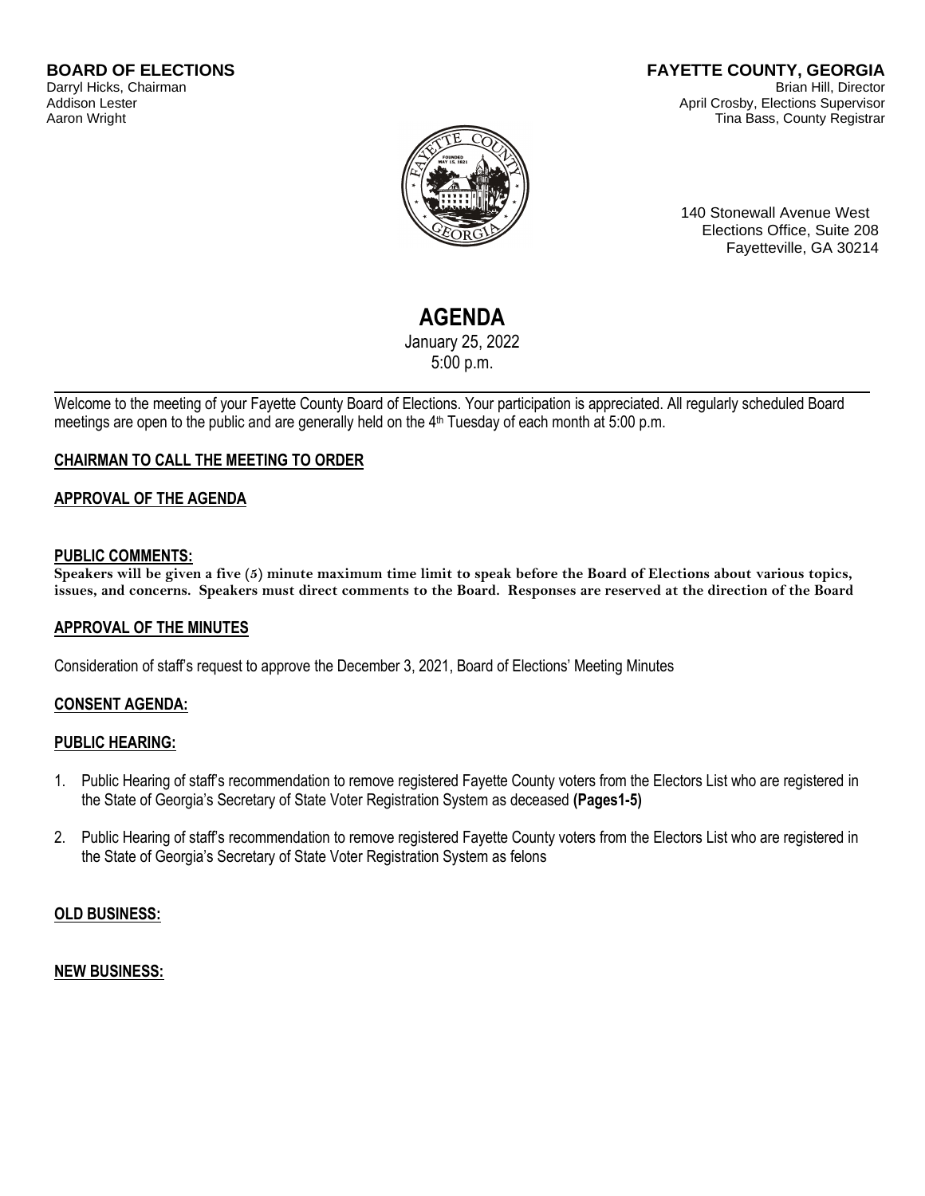**BOARD OF ELECTIONS**
Darryl Hicks, Chairman
Addison Lester
Aaron Wright

**FAYETTE COUNTY, GEORGIA**
Brian Hill, Director
April Crosby, Elections Supervisor
Tina Bass, County Registrar

140 Stonewall Avenue West
Elections Office, Suite 208
Fayetteville, GA 30214

# AGENDA

January 25, 2022
5:00 p.m.

---

Welcome to the meeting of your Fayette County Board of Elections. Your participation is appreciated. All regularly scheduled Board meetings are open to the public and are generally held on the 4th Tuesday of each month at 5:00 p.m.

**CHAIRMAN TO CALL THE MEETING TO ORDER**

**APPROVAL OF THE AGENDA**

**PUBLIC COMMENTS:**

**Speakers will be given a five (5) minute maximum time limit to speak before the Board of Elections about various topics, issues, and concerns. Speakers must direct comments to the Board. Responses are reserved at the direction of the Board**

**APPROVAL OF THE MINUTES**

Consideration of staff's request to approve the December 3, 2021, Board of Elections' Meeting Minutes

**CONSENT AGENDA:**

**PUBLIC HEARING:**

1. Public Hearing of staff's recommendation to remove registered Fayette County voters from the Electors List who are registered in the State of Georgia's Secretary of State Voter Registration System as deceased **(Pages1-5)**

2. Public Hearing of staff's recommendation to remove registered Fayette County voters from the Electors List who are registered in the State of Georgia's Secretary of State Voter Registration System as felons

**OLD BUSINESS:**

**NEW BUSINESS:**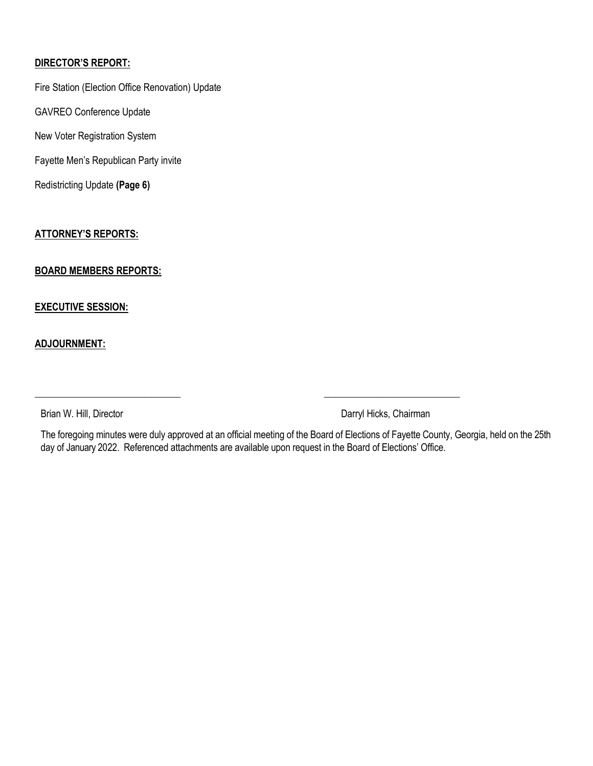**DIRECTOR'S REPORT:**

Fire Station (Election Office Renovation) Update

GAVREO Conference Update

New Voter Registration System

Fayette Men's Republican Party invite

Redistricting Update **(Page 6)**

**ATTORNEY'S REPORTS:**

**BOARD MEMBERS REPORTS:**

**EXECUTIVE SESSION:**

**ADJOURNMENT:**

\_\_\_\_\_\_\_\_\_\_\_\_\_\_\_\_\_\_\_\_\_\_\_\_\_\_\_\_\_\_ \_\_\_\_\_\_\_\_\_\_\_\_\_\_\_\_\_\_\_\_\_\_\_\_\_\_\_\_\_\_

Brian W. Hill, Director Darryl Hicks, Chairman

The foregoing minutes were duly approved at an official meeting of the Board of Elections of Fayette County, Georgia, held on the 25th day of January 2022. Referenced attachments are available upon request in the Board of Elections' Office.